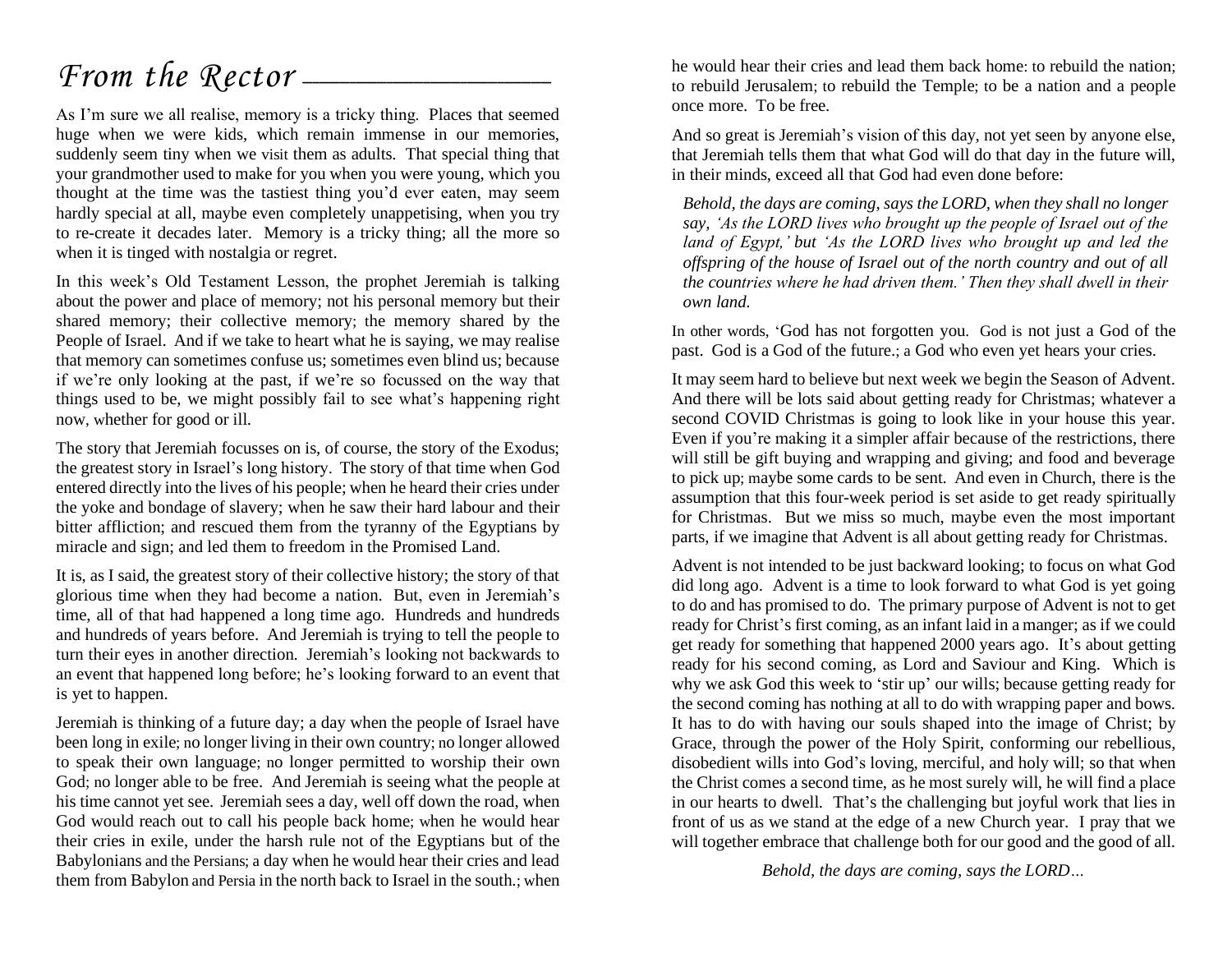# From the Rector

As I'm sure we all realise, memory is a tricky thing. Places that seemed huge when we were kids, which remain immense in our memories, suddenly seem tiny when we visit them as adults. That special thing that your grandmother used to make for you when you were young, which you thought at the time was the tastiest thing you'd ever eaten, may seem hardly special at all, maybe even completely unappetising, when you try to re-create it decades later. Memory is a tricky thing; all the more so when it is tinged with nostalgia or regret.

In this week's Old Testament Lesson, the prophet Jeremiah is talking about the power and place of memory; not his personal memory but their shared memory; their collective memory; the memory shared by the People of Israel. And if we take to heart what he is saying, we may realise that memory can sometimes confuse us; sometimes even blind us; because if we're only looking at the past, if we're so focussed on the way that things used to be, we might possibly fail to see what's happening right now, whether for good or ill.

The story that Jeremiah focusses on is, of course, the story of the Exodus; the greatest story in Israel's long history. The story of that time when God entered directly into the lives of his people; when he heard their cries under the yoke and bondage of slavery; when he saw their hard labour and their bitter affliction; and rescued them from the tyranny of the Egyptians by miracle and sign; and led them to freedom in the Promised Land.

It is, as I said, the greatest story of their collective history; the story of that glorious time when they had become a nation. But, even in Jeremiah's time, all of that had happened a long time ago. Hundreds and hundreds and hundreds of years before. And Jeremiah is trying to tell the people to turn their eyes in another direction. Jeremiah's looking not backwards to an event that happened long before; he's looking forward to an event that is yet to happen.

Jeremiah is thinking of a future day; a day when the people of Israel have been long in exile; no longer living in their own country; no longer allowed to speak their own language; no longer permitted to worship their own God; no longer able to be free. And Jeremiah is seeing what the people at his time cannot yet see. Jeremiah sees a day, well off down the road, when God would reach out to call his people back home; when he would hear their cries in exile, under the harsh rule not of the Egyptians but of the Babylonians and the Persians; a day when he would hear their cries and lead them from Babylon and Persia in the north back to Israel in the south.; when he would hear their cries and lead them back home: to rebuild the nation; to rebuild Jerusalem; to rebuild the Temple; to be a nation and a people once more. To be free.

And so great is Jeremiah's vision of this day, not yet seen by anyone else, that Jeremiah tells them that what God will do that day in the future will, in their minds, exceed all that God had even done before:

> *Behold, the days are coming, says the LORD, when they shall no longer say, 'As the LORD lives who brought up the people of Israel out of the land of Egypt,' but 'As the LORD lives who brought up and led the offspring of the house of Israel out of the north country and out of all the countries where he had driven them.' Then they shall dwell in their own land.*

In other words, 'God has not forgotten you. God is not just a God of the past. God is a God of the future.; a God who even yet hears your cries.

It may seem hard to believe but next week we begin the Season of Advent. And there will be lots said about getting ready for Christmas; whatever a second COVID Christmas is going to look like in your house this year. Even if you're making it a simpler affair because of the restrictions, there will still be gift buying and wrapping and giving; and food and beverage to pick up; maybe some cards to be sent. And even in Church, there is the assumption that this four-week period is set aside to get ready spiritually for Christmas. But we miss so much, maybe even the most important parts, if we imagine that Advent is all about getting ready for Christmas.

Advent is not intended to be just backward looking; to focus on what God did long ago. Advent is a time to look forward to what God is yet going to do and has promised to do. The primary purpose of Advent is not to get ready for Christ's first coming, as an infant laid in a manger; as if we could get ready for something that happened 2000 years ago. It's about getting ready for his second coming, as Lord and Saviour and King. Which is why we ask God this week to 'stir up' our wills; because getting ready for the second coming has nothing at all to do with wrapping paper and bows. It has to do with having our souls shaped into the image of Christ; by Grace, through the power of the Holy Spirit, conforming our rebellious, disobedient wills into God's loving, merciful, and holy will; so that when the Christ comes a second time, as he most surely will, he will find a place in our hearts to dwell. That's the challenging but joyful work that lies in front of us as we stand at the edge of a new Church year. I pray that we will together embrace that challenge both for our good and the good of all.

*Behold, the days are coming, says the LORD…*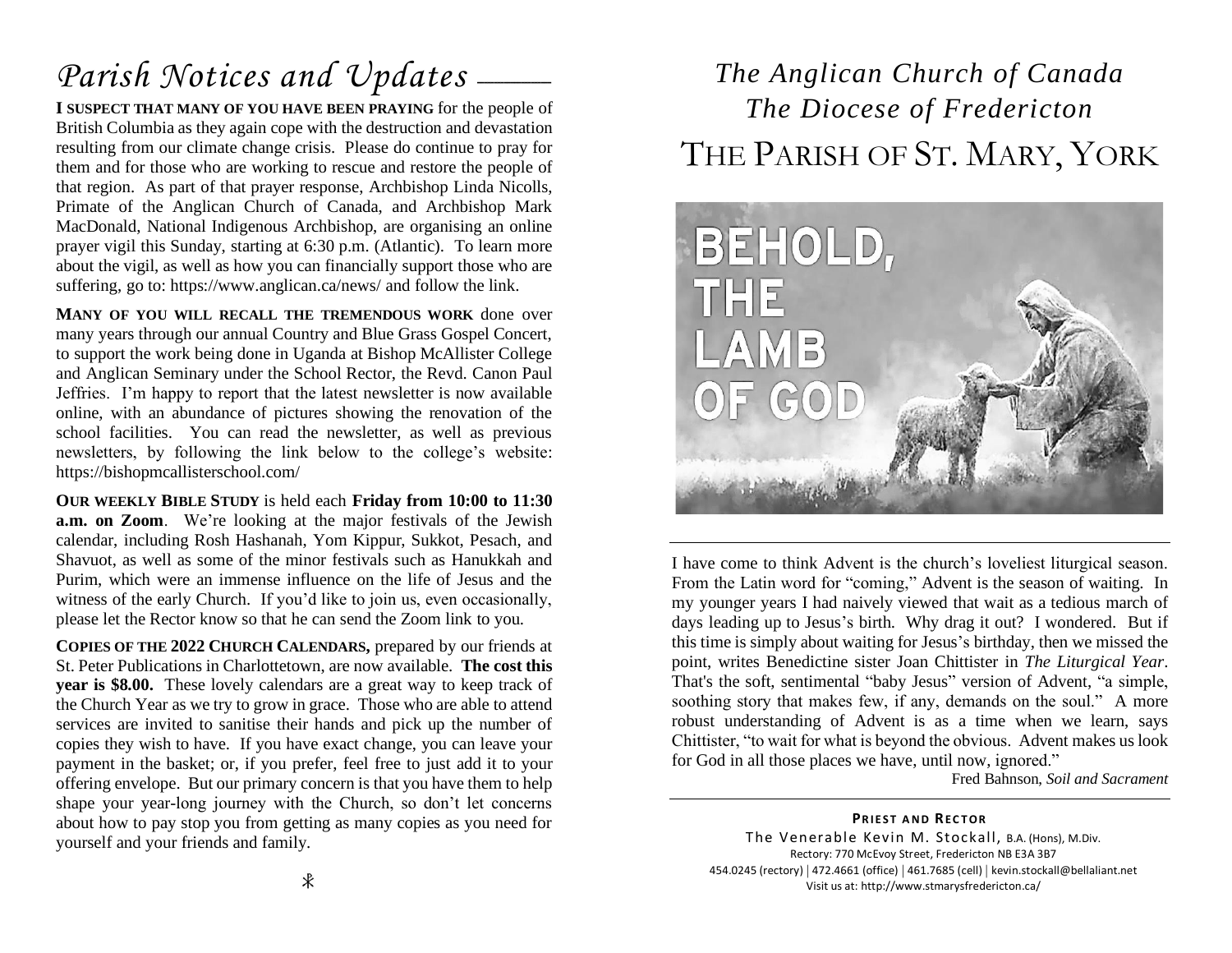# *Parish Notices and Updates*

**I SUSPECT THAT MANY OF YOU HAVE BEEN PRAYING** for the people of British Columbia as they again cope with the destruction and devastation resulting from our climate change crisis. Please do continue to pray for them and for those who are working to rescue and restore the people of that region. As part of that prayer response, Archbishop Linda Nicolls, Primate of the Anglican Church of Canada, and Archbishop Mark MacDonald, National Indigenous Archbishop, are organising an online prayer vigil this Sunday, starting at 6:30 p.m. (Atlantic). To learn more about the vigil, as well as how you can financially support those who are suffering, go to: https://www.anglican.ca/news/ and follow the link.

**MANY OF YOU WILL RECALL THE TREMENDOUS WORK** done over many years through our annual Country and Blue Grass Gospel Concert, to support the work being done in Uganda at Bishop McAllister College and Anglican Seminary under the School Rector, the Revd. Canon Paul Jeffries. I'm happy to report that the latest newsletter is now available online, with an abundance of pictures showing the renovation of the school facilities. You can read the newsletter, as well as previous newsletters, by following the link below to the college's website: https://bishopmcallisterschool.com/

**OUR WEEKLY BIBLE STUDY** is held each **Friday from 10:00 to 11:30 a.m. on Zoom**. We're looking at the major festivals of the Jewish calendar, including Rosh Hashanah, Yom Kippur, Sukkot, Pesach, and Shavuot, as well as some of the minor festivals such as Hanukkah and Purim, which were an immense influence on the life of Jesus and the witness of the early Church. If you'd like to join us, even occasionally, please let the Rector know so that he can send the Zoom link to you.

**COPIES OF THE 2022 CHURCH CALENDARS,** prepared by our friends at St. Peter Publications in Charlottetown, are now available. **The cost this year is $8.00.** These lovely calendars are a great way to keep track of the Church Year as we try to grow in grace. Those who are able to attend services are invited to sanitise their hands and pick up the number of copies they wish to have. If you have exact change, you can leave your payment in the basket; or, if you prefer, feel free to just add it to your offering envelope. But our primary concern is that you have them to help shape your year-long journey with the Church, so don't let concerns about how to pay stop you from getting as many copies as you need for yourself and your friends and family.

# *The Anglican Church of Canada*
# *The Diocese of Fredericton*
# THE PARISH OF ST. MARY, YORK

BEHOLD, THE LAMB OF GOD

I have come to think Advent is the church's loveliest liturgical season. From the Latin word for "coming," Advent is the season of waiting. In my younger years I had naively viewed that wait as a tedious march of days leading up to Jesus's birth. Why drag it out? I wondered. But if this time is simply about waiting for Jesus's birthday, then we missed the point, writes Benedictine sister Joan Chittister in *The Liturgical Year*. That's the soft, sentimental "baby Jesus" version of Advent, "a simple, soothing story that makes few, if any, demands on the soul." A more robust understanding of Advent is as a time when we learn, says Chittister, "to wait for what is beyond the obvious. Advent makes us look for God in all those places we have, until now, ignored."

Fred Bahnson, *Soil and Sacrament*

**PRIEST AND RECTOR**

The Venerable Kevin M. Stockall, B.A. (Hons), M.Div.
Rectory: 770 McEvoy Street, Fredericton NB E3A 3B7
454.0245 (rectory) | 472.4661 (office) | 461.7685 (cell) | kevin.stockall@bellaliant.net
Visit us at: http://www.stmarysfredericton.ca/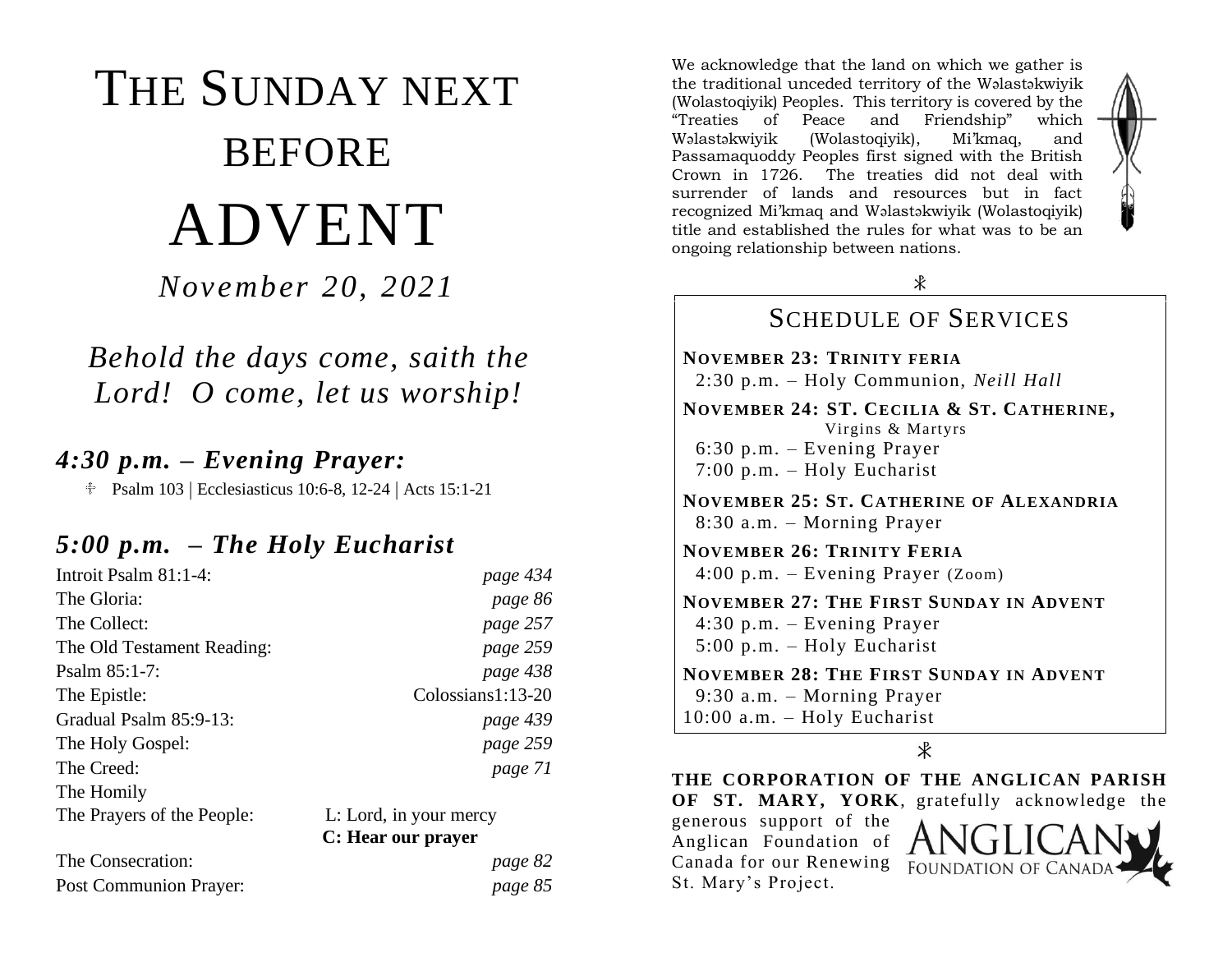# The Sunday next before ADVENT

*November 20, 2021*

*Behold the days come, saith the Lord! O come, let us worship!*

## *4:30 p.m. – Evening Prayer:*

☩ Psalm 103 | Ecclesiasticus 10:6-8, 12-24 | Acts 15:1-21

## *5:00 p.m. – The Holy Eucharist*

| | |
|---|---|
| Introit Psalm 81:1-4: | *page 434* |
| The Gloria: | *page 86* |
| The Collect: | *page 257* |
| The Old Testament Reading: | *page 259* |
| Psalm 85:1-7: | *page 438* |
| The Epistle: | Colossians1:13-20 |
| Gradual Psalm 85:9-13: | *page 439* |
| The Holy Gospel: | *page 259* |
| The Creed: | *page 71* |
| The Homily | |
| The Prayers of the People: | L: Lord, in your mercy **C: Hear our prayer** |
| The Consecration: | *page 82* |
| Post Communion Prayer: | *page 85* |

We acknowledge that the land on which we gather is the traditional unceded territory of the Wəlastəkwiyik (Wolastoqiyik) Peoples. This territory is covered by the "Treaties of Peace and Friendship" which Wəlastəkwiyik (Wolastoqiyik), Mi'kmaq, and Passamaquoddy Peoples first signed with the British Crown in 1726. The treaties did not deal with surrender of lands and resources but in fact recognized Mi'kmaq and Wəlastəkwiyik (Wolastoqiyik) title and established the rules for what was to be an ongoing relationship between nations.

## Schedule of Services

**November 23: Trinity Feria**
2:30 p.m. – Holy Communion, *Neill Hall*

**November 24: St. Cecilia & St. Catherine,** Virgins & Martyrs
6:30 p.m. – Evening Prayer
7:00 p.m. – Holy Eucharist

**November 25: St. Catherine of Alexandria**
8:30 a.m. – Morning Prayer

**November 26: Trinity Feria**
4:00 p.m. – Evening Prayer (Zoom)

**November 27: The First Sunday in Advent**
4:30 p.m. – Evening Prayer
5:00 p.m. – Holy Eucharist

**November 28: The First Sunday in Advent**
9:30 a.m. – Morning Prayer
10:00 a.m. – Holy Eucharist

**THE CORPORATION OF THE ANGLICAN PARISH OF ST. MARY, YORK**, gratefully acknowledge the generous support of the Anglican Foundation of Canada for our Renewing St. Mary's Project.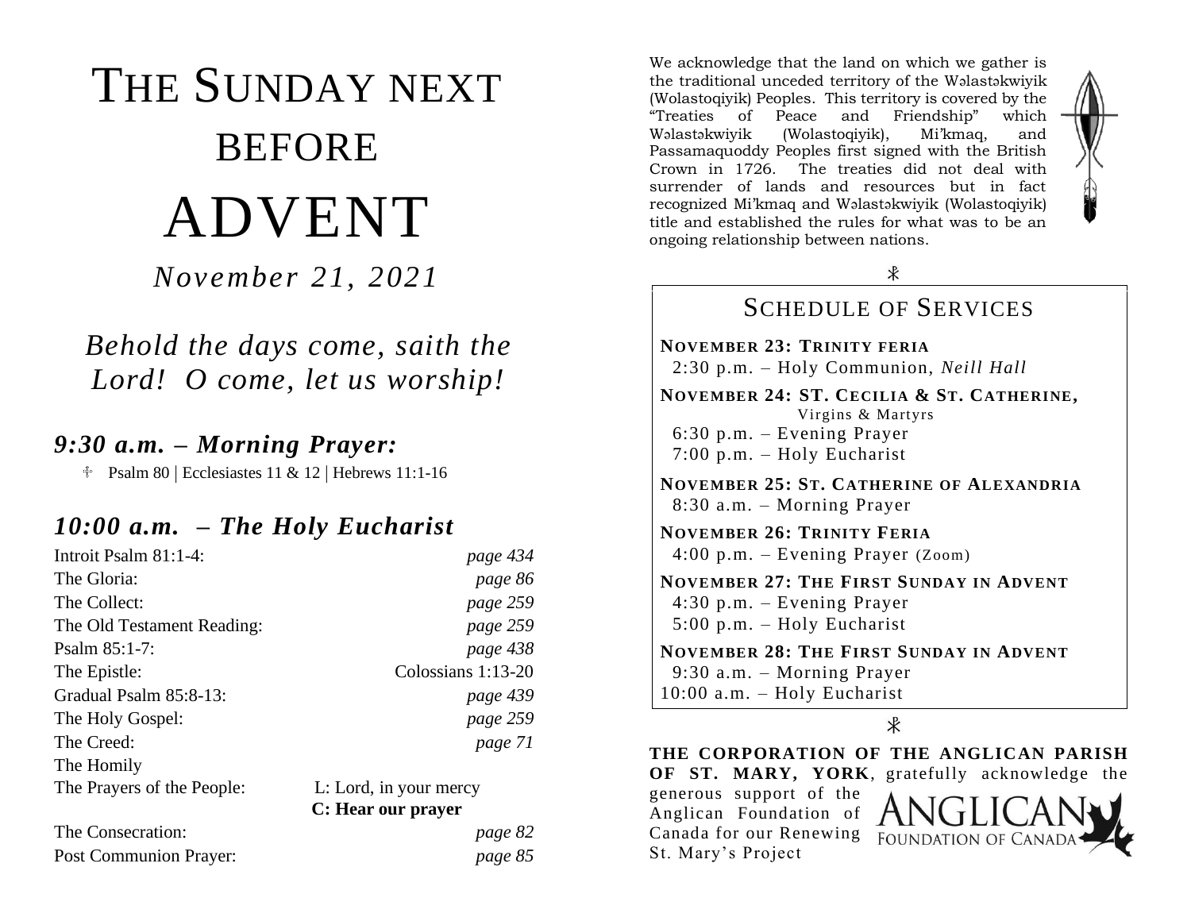# THE SUNDAY NEXT BEFORE ADVENT

*November 21, 2021*

*Behold the days come, saith the Lord! O come, let us worship!*

## *9:30 a.m. – Morning Prayer:*

☩ Psalm 80 | Ecclesiastes 11 & 12 | Hebrews 11:1-16

## *10:00 a.m. – The Holy Eucharist*

| | |
|---|---|
| Introit Psalm 81:1-4: | *page 434* |
| The Gloria: | *page 86* |
| The Collect: | *page 259* |
| The Old Testament Reading: | *page 259* |
| Psalm 85:1-7: | *page 438* |
| The Epistle: | Colossians 1:13-20 |
| Gradual Psalm 85:8-13: | *page 439* |
| The Holy Gospel: | *page 259* |
| The Creed: | *page 71* |
| The Homily | |
| The Prayers of the People: | L: Lord, in your mercy **C: Hear our prayer** |
| The Consecration: | *page 82* |
| Post Communion Prayer: | *page 85* |

We acknowledge that the land on which we gather is the traditional unceded territory of the Wəlastəkwiyik (Wolastoqiyik) Peoples. This territory is covered by the "Treaties of Peace and Friendship" which Wəlastəkwiyik (Wolastoqiyik), Mi'kmaq, and Passamaquoddy Peoples first signed with the British Crown in 1726. The treaties did not deal with surrender of lands and resources but in fact recognized Mi'kmaq and Wəlastəkwiyik (Wolastoqiyik) title and established the rules for what was to be an ongoing relationship between nations.

## SCHEDULE OF SERVICES

**NOVEMBER 23: TRINITY FERIA**
2:30 p.m. – Holy Communion, *Neill Hall*

**NOVEMBER 24: ST. CECILIA & ST. CATHERINE,** Virgins & Martyrs
6:30 p.m. – Evening Prayer
7:00 p.m. – Holy Eucharist

**NOVEMBER 25: ST. CATHERINE OF ALEXANDRIA**
8:30 a.m. – Morning Prayer

**NOVEMBER 26: TRINITY FERIA**
4:00 p.m. – Evening Prayer (Zoom)

**NOVEMBER 27: THE FIRST SUNDAY IN ADVENT**
4:30 p.m. – Evening Prayer
5:00 p.m. – Holy Eucharist

**NOVEMBER 28: THE FIRST SUNDAY IN ADVENT**
9:30 a.m. – Morning Prayer
10:00 a.m. – Holy Eucharist

**THE CORPORATION OF THE ANGLICAN PARISH OF ST. MARY, YORK**, gratefully acknowledge the generous support of the Anglican Foundation of Canada for our Renewing St. Mary's Project

ANGLICAN FOUNDATION OF CANADA